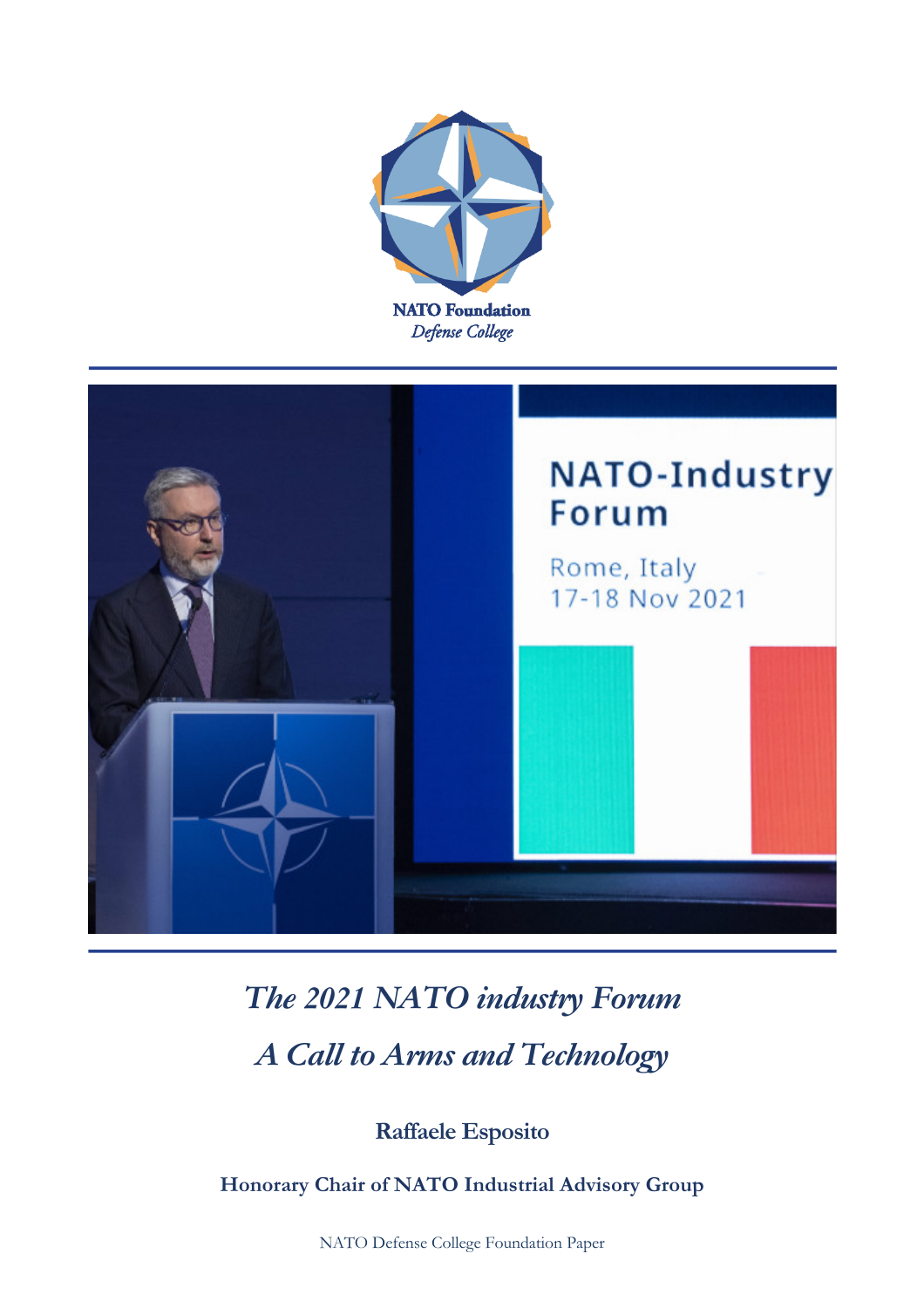NATO Foundation

*Defense College*

# *The 2021 NATO industry Forum*

# *A Call to Arms and Technology*

**Raffaele Esposito**

**Honorary Chair of NATO Industrial Advisory Group**

NATO Defense College Foundation Paper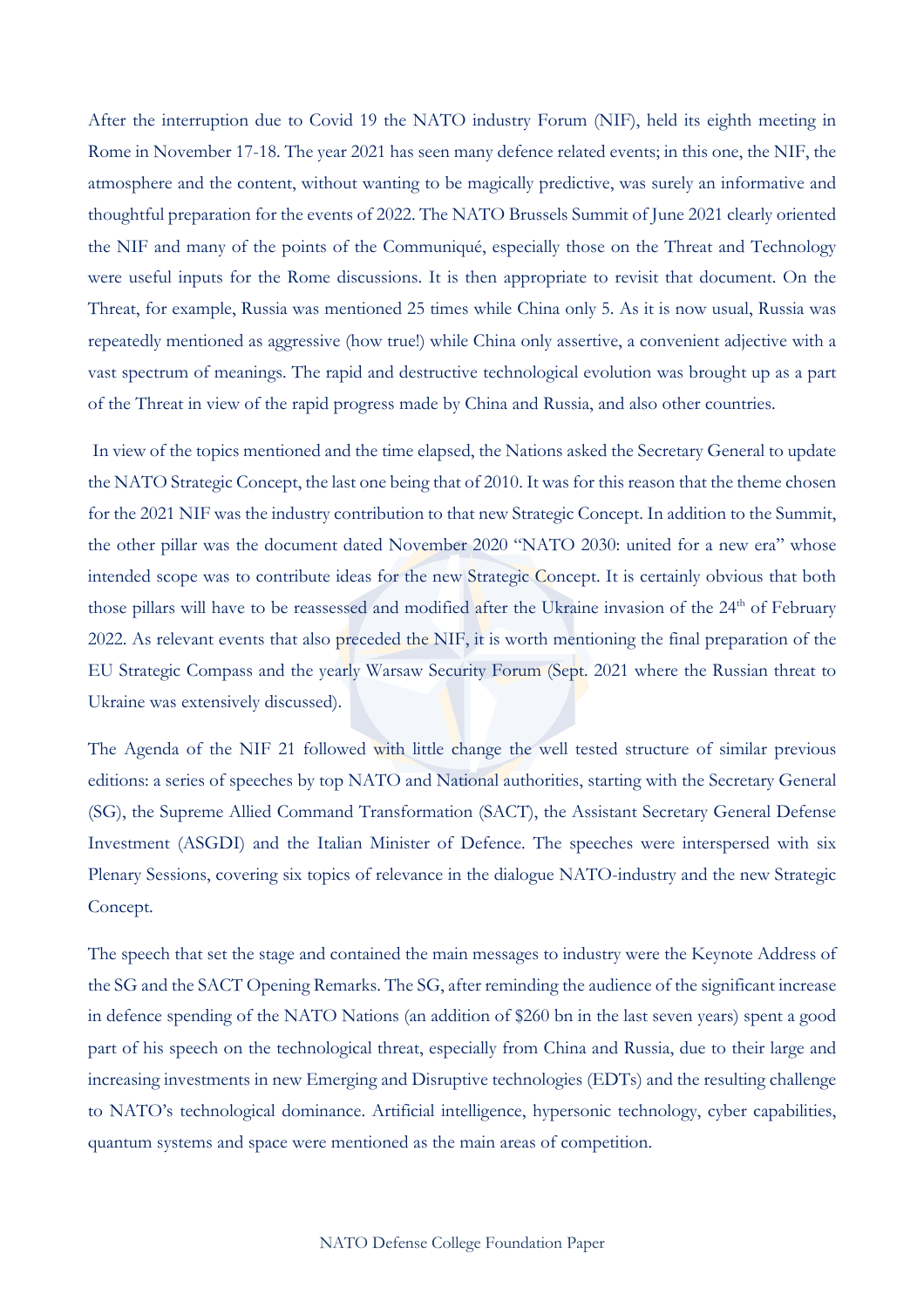After the interruption due to Covid 19 the NATO industry Forum (NIF), held its eighth meeting in Rome in November 17-18. The year 2021 has seen many defence related events; in this one, the NIF, the atmosphere and the content, without wanting to be magically predictive, was surely an informative and thoughtful preparation for the events of 2022. The NATO Brussels Summit of June 2021 clearly oriented the NIF and many of the points of the Communiqué, especially those on the Threat and Technology were useful inputs for the Rome discussions. It is then appropriate to revisit that document. On the Threat, for example, Russia was mentioned 25 times while China only 5. As it is now usual, Russia was repeatedly mentioned as aggressive (how true!) while China only assertive, a convenient adjective with a vast spectrum of meanings. The rapid and destructive technological evolution was brought up as a part of the Threat in view of the rapid progress made by China and Russia, and also other countries.

In view of the topics mentioned and the time elapsed, the Nations asked the Secretary General to update the NATO Strategic Concept, the last one being that of 2010. It was for this reason that the theme chosen for the 2021 NIF was the industry contribution to that new Strategic Concept. In addition to the Summit, the other pillar was the document dated November 2020 "NATO 2030: united for a new era" whose intended scope was to contribute ideas for the new Strategic Concept. It is certainly obvious that both those pillars will have to be reassessed and modified after the Ukraine invasion of the 24th of February 2022. As relevant events that also preceded the NIF, it is worth mentioning the final preparation of the EU Strategic Compass and the yearly Warsaw Security Forum (Sept. 2021 where the Russian threat to Ukraine was extensively discussed).

The Agenda of the NIF 21 followed with little change the well tested structure of similar previous editions: a series of speeches by top NATO and National authorities, starting with the Secretary General (SG), the Supreme Allied Command Transformation (SACT), the Assistant Secretary General Defense Investment (ASGDI) and the Italian Minister of Defence. The speeches were interspersed with six Plenary Sessions, covering six topics of relevance in the dialogue NATO-industry and the new Strategic Concept.

The speech that set the stage and contained the main messages to industry were the Keynote Address of the SG and the SACT Opening Remarks. The SG, after reminding the audience of the significant increase in defence spending of the NATO Nations (an addition of $260 bn in the last seven years) spent a good part of his speech on the technological threat, especially from China and Russia, due to their large and increasing investments in new Emerging and Disruptive technologies (EDTs) and the resulting challenge to NATO's technological dominance. Artificial intelligence, hypersonic technology, cyber capabilities, quantum systems and space were mentioned as the main areas of competition.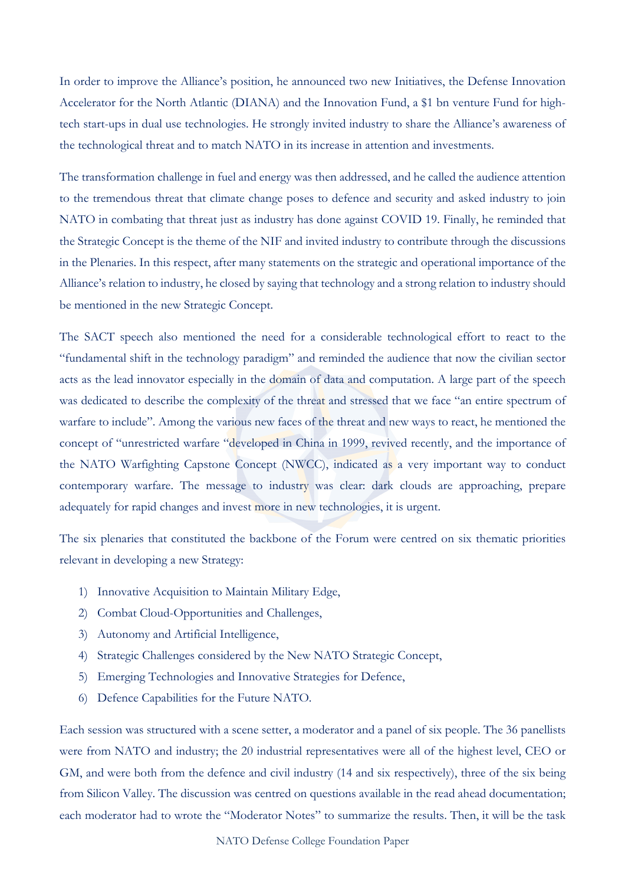In order to improve the Alliance's position, he announced two new Initiatives, the Defense Innovation Accelerator for the North Atlantic (DIANA) and the Innovation Fund, a $1 bn venture Fund for high-tech start-ups in dual use technologies. He strongly invited industry to share the Alliance's awareness of the technological threat and to match NATO in its increase in attention and investments.

The transformation challenge in fuel and energy was then addressed, and he called the audience attention to the tremendous threat that climate change poses to defence and security and asked industry to join NATO in combating that threat just as industry has done against COVID 19. Finally, he reminded that the Strategic Concept is the theme of the NIF and invited industry to contribute through the discussions in the Plenaries. In this respect, after many statements on the strategic and operational importance of the Alliance's relation to industry, he closed by saying that technology and a strong relation to industry should be mentioned in the new Strategic Concept.

The SACT speech also mentioned the need for a considerable technological effort to react to the "fundamental shift in the technology paradigm" and reminded the audience that now the civilian sector acts as the lead innovator especially in the domain of data and computation. A large part of the speech was dedicated to describe the complexity of the threat and stressed that we face "an entire spectrum of warfare to include". Among the various new faces of the threat and new ways to react, he mentioned the concept of "unrestricted warfare "developed in China in 1999, revived recently, and the importance of the NATO Warfighting Capstone Concept (NWCC), indicated as a very important way to conduct contemporary warfare. The message to industry was clear: dark clouds are approaching, prepare adequately for rapid changes and invest more in new technologies, it is urgent.

The six plenaries that constituted the backbone of the Forum were centred on six thematic priorities relevant in developing a new Strategy:

1) Innovative Acquisition to Maintain Military Edge,
2) Combat Cloud-Opportunities and Challenges,
3) Autonomy and Artificial Intelligence,
4) Strategic Challenges considered by the New NATO Strategic Concept,
5) Emerging Technologies and Innovative Strategies for Defence,
6) Defence Capabilities for the Future NATO.

Each session was structured with a scene setter, a moderator and a panel of six people. The 36 panellists were from NATO and industry; the 20 industrial representatives were all of the highest level, CEO or GM, and were both from the defence and civil industry (14 and six respectively), three of the six being from Silicon Valley. The discussion was centred on questions available in the read ahead documentation; each moderator had to wrote the "Moderator Notes" to summarize the results. Then, it will be the task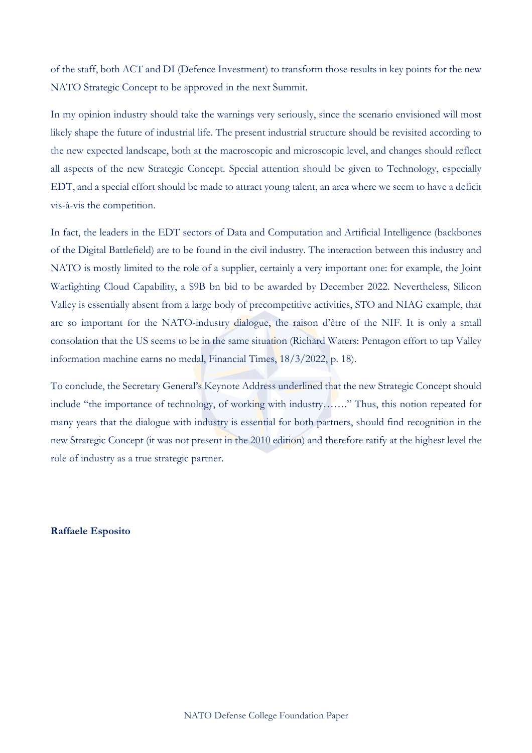of the staff, both ACT and DI (Defence Investment) to transform those results in key points for the new NATO Strategic Concept to be approved in the next Summit.

In my opinion industry should take the warnings very seriously, since the scenario envisioned will most likely shape the future of industrial life. The present industrial structure should be revisited according to the new expected landscape, both at the macroscopic and microscopic level, and changes should reflect all aspects of the new Strategic Concept. Special attention should be given to Technology, especially EDT, and a special effort should be made to attract young talent, an area where we seem to have a deficit vis-à-vis the competition.

In fact, the leaders in the EDT sectors of Data and Computation and Artificial Intelligence (backbones of the Digital Battlefield) are to be found in the civil industry. The interaction between this industry and NATO is mostly limited to the role of a supplier, certainly a very important one: for example, the Joint Warfighting Cloud Capability, a $9B bn bid to be awarded by December 2022. Nevertheless, Silicon Valley is essentially absent from a large body of precompetitive activities, STO and NIAG example, that are so important for the NATO-industry dialogue, the raison d'être of the NIF. It is only a small consolation that the US seems to be in the same situation (Richard Waters: Pentagon effort to tap Valley information machine earns no medal, Financial Times, 18/3/2022, p. 18).

To conclude, the Secretary General's Keynote Address underlined that the new Strategic Concept should include "the importance of technology, of working with industry……" Thus, this notion repeated for many years that the dialogue with industry is essential for both partners, should find recognition in the new Strategic Concept (it was not present in the 2010 edition) and therefore ratify at the highest level the role of industry as a true strategic partner.

**Raffaele Esposito**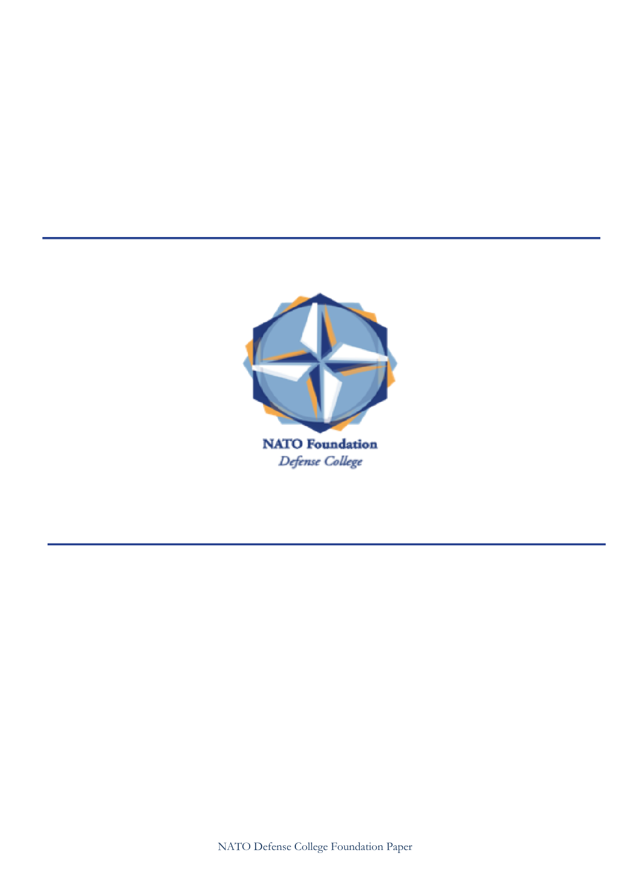NATO Foundation
*Defense College*

NATO Defense College Foundation Paper